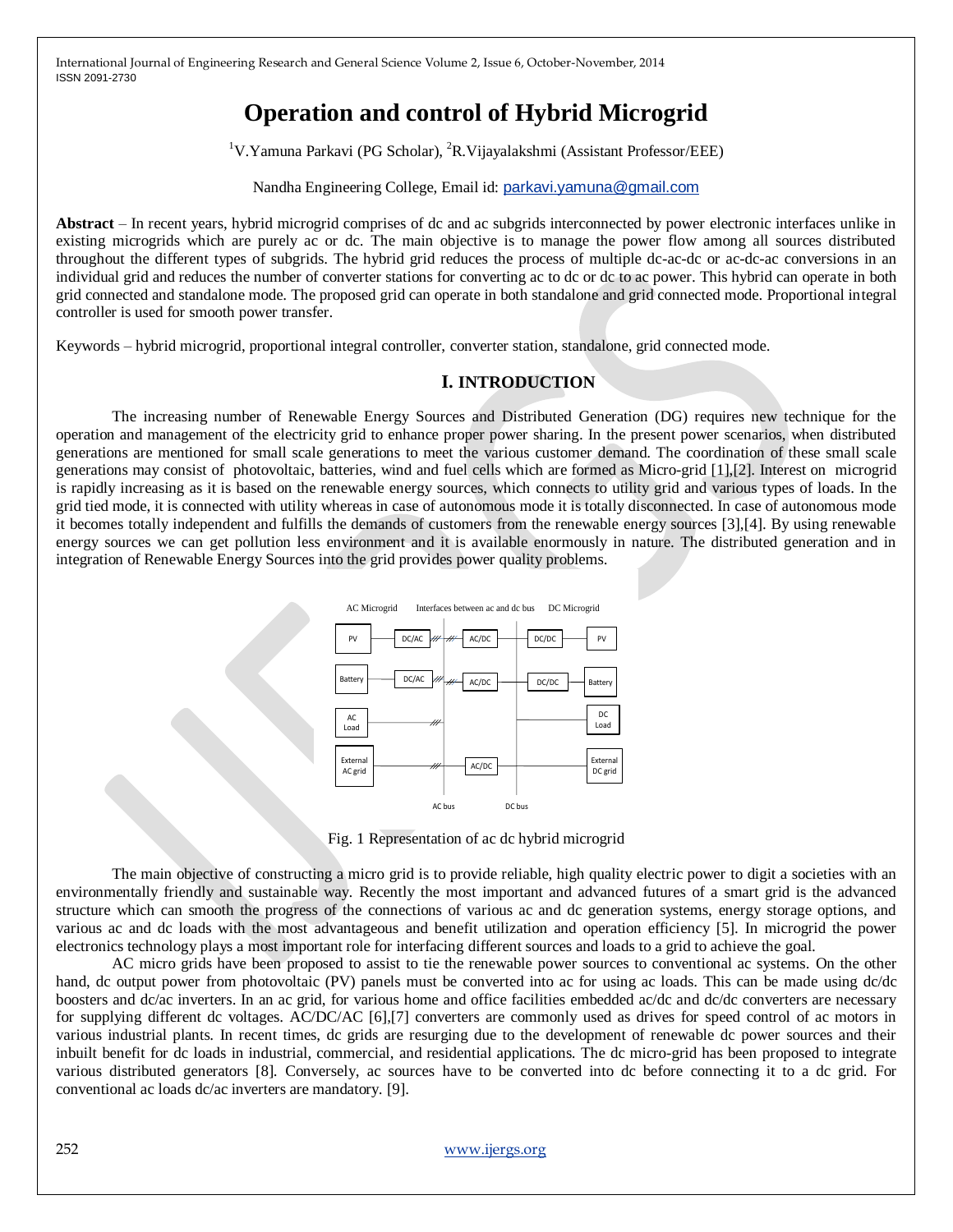# Operation and control of Hybrid Microgrid

[1]V.Yamuna Parkavi (PG Scholar), [2]R.Vijayalakshmi (Assistant Professor/EEE)

Nandha Engineering College, Email id: parkavi.yamuna@gmail.com

**Abstract** – In recent years, hybrid microgrid comprises of dc and ac subgrids interconnected by power electronic interfaces unlike in existing microgrids which are purely ac or dc. The main objective is to manage the power flow among all sources distributed throughout the different types of subgrids. The hybrid grid reduces the process of multiple dc-ac-dc or ac-dc-ac conversions in an individual grid and reduces the number of converter stations for converting ac to dc or dc to ac power. This hybrid can operate in both grid connected and standalone mode. The proposed grid can operate in both standalone and grid connected mode. Proportional integral controller is used for smooth power transfer.

Keywords – hybrid microgrid, proportional integral controller, converter station, standalone, grid connected mode.

## I. INTRODUCTION

The increasing number of Renewable Energy Sources and Distributed Generation (DG) requires new technique for the operation and management of the electricity grid to enhance proper power sharing. In the present power scenarios, when distributed generations are mentioned for small scale generations to meet the various customer demand. The coordination of these small scale generations may consist of photovoltaic, batteries, wind and fuel cells which are formed as Micro-grid [1],[2]. Interest on microgrid is rapidly increasing as it is based on the renewable energy sources, which connects to utility grid and various types of loads. In the grid tied mode, it is connected with utility whereas in case of autonomous mode it is totally disconnected. In case of autonomous mode it becomes totally independent and fulfills the demands of customers from the renewable energy sources [3],[4]. By using renewable energy sources we can get pollution less environment and it is available enormously in nature. The distributed generation and in integration of Renewable Energy Sources into the grid provides power quality problems.

Fig. 1 Representation of ac dc hybrid microgrid

The main objective of constructing a micro grid is to provide reliable, high quality electric power to digit a societies with an environmentally friendly and sustainable way. Recently the most important and advanced futures of a smart grid is the advanced structure which can smooth the progress of the connections of various ac and dc generation systems, energy storage options, and various ac and dc loads with the most advantageous and benefit utilization and operation efficiency [5]. In microgrid the power electronics technology plays a most important role for interfacing different sources and loads to a grid to achieve the goal.

AC micro grids have been proposed to assist to tie the renewable power sources to conventional ac systems. On the other hand, dc output power from photovoltaic (PV) panels must be converted into ac for using ac loads. This can be made using dc/dc boosters and dc/ac inverters. In an ac grid, for various home and office facilities embedded ac/dc and dc/dc converters are necessary for supplying different dc voltages. AC/DC/AC [6],[7] converters are commonly used as drives for speed control of ac motors in various industrial plants. In recent times, dc grids are resurging due to the development of renewable dc power sources and their inbuilt benefit for dc loads in industrial, commercial, and residential applications. The dc micro-grid has been proposed to integrate various distributed generators [8]. Conversely, ac sources have to be converted into dc before connecting it to a dc grid. For conventional ac loads dc/ac inverters are mandatory. [9].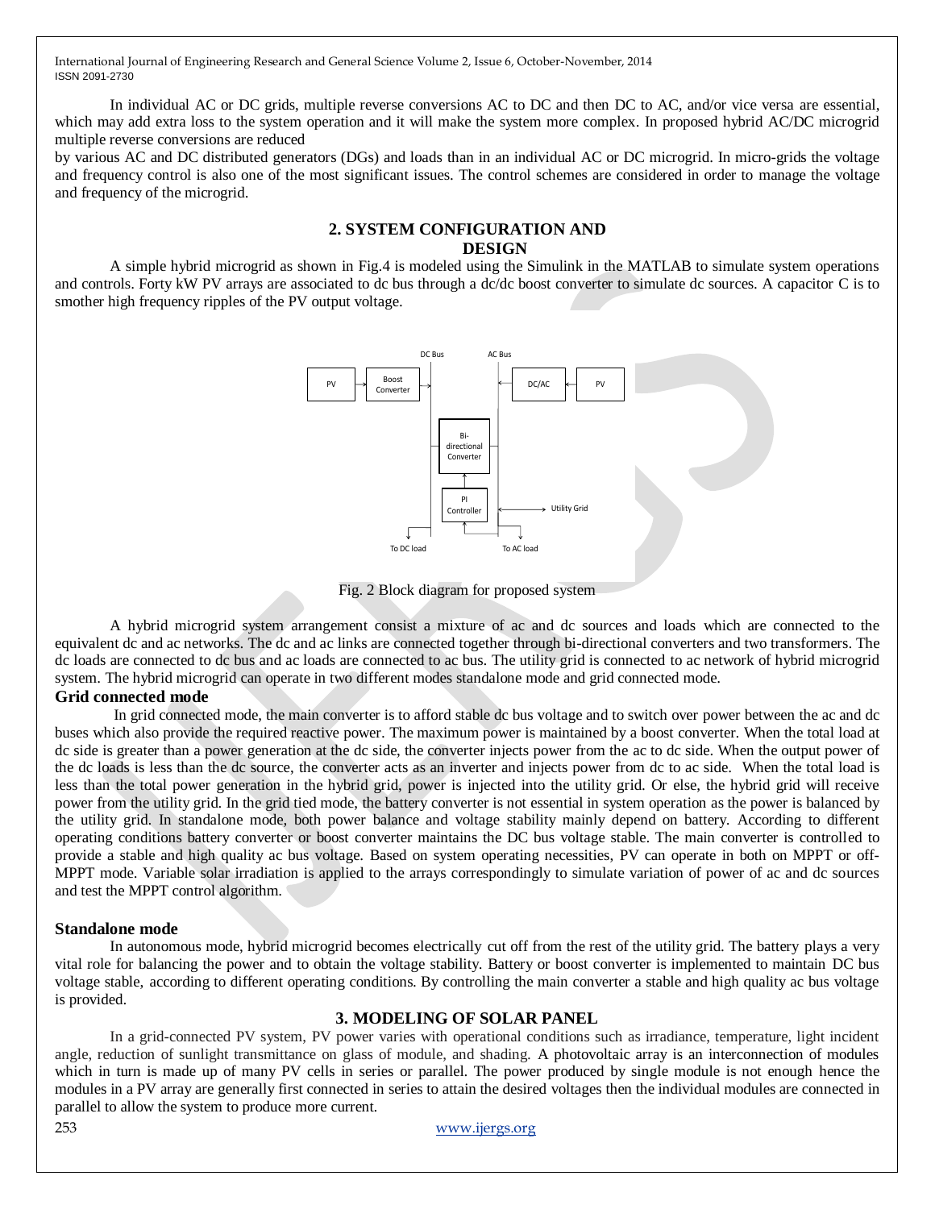In individual AC or DC grids, multiple reverse conversions AC to DC and then DC to AC, and/or vice versa are essential, which may add extra loss to the system operation and it will make the system more complex. In proposed hybrid AC/DC microgrid multiple reverse conversions are reduced

by various AC and DC distributed generators (DGs) and loads than in an individual AC or DC microgrid. In micro-grids the voltage and frequency control is also one of the most significant issues. The control schemes are considered in order to manage the voltage and frequency of the microgrid.

## 2. SYSTEM CONFIGURATION AND DESIGN

A simple hybrid microgrid as shown in Fig.4 is modeled using the Simulink in the MATLAB to simulate system operations and controls. Forty kW PV arrays are associated to dc bus through a dc/dc boost converter to simulate dc sources. A capacitor C is to smother high frequency ripples of the PV output voltage.

Fig. 2 Block diagram for proposed system

A hybrid microgrid system arrangement consist a mixture of ac and dc sources and loads which are connected to the equivalent dc and ac networks. The dc and ac links are connected together through bi-directional converters and two transformers. The dc loads are connected to dc bus and ac loads are connected to ac bus. The utility grid is connected to ac network of hybrid microgrid system. The hybrid microgrid can operate in two different modes standalone mode and grid connected mode.

### Grid connected mode

In grid connected mode, the main converter is to afford stable dc bus voltage and to switch over power between the ac and dc buses which also provide the required reactive power. The maximum power is maintained by a boost converter. When the total load at dc side is greater than a power generation at the dc side, the converter injects power from the ac to dc side. When the output power of the dc loads is less than the dc source, the converter acts as an inverter and injects power from dc to ac side. When the total load is less than the total power generation in the hybrid grid, power is injected into the utility grid. Or else, the hybrid grid will receive power from the utility grid. In the grid tied mode, the battery converter is not essential in system operation as the power is balanced by the utility grid. In standalone mode, both power balance and voltage stability mainly depend on battery. According to different operating conditions battery converter or boost converter maintains the DC bus voltage stable. The main converter is controlled to provide a stable and high quality ac bus voltage. Based on system operating necessities, PV can operate in both on MPPT or off-MPPT mode. Variable solar irradiation is applied to the arrays correspondingly to simulate variation of power of ac and dc sources and test the MPPT control algorithm.

### Standalone mode

In autonomous mode, hybrid microgrid becomes electrically cut off from the rest of the utility grid. The battery plays a very vital role for balancing the power and to obtain the voltage stability. Battery or boost converter is implemented to maintain DC bus voltage stable, according to different operating conditions. By controlling the main converter a stable and high quality ac bus voltage is provided.

## 3. MODELING OF SOLAR PANEL

In a grid-connected PV system, PV power varies with operational conditions such as irradiance, temperature, light incident angle, reduction of sunlight transmittance on glass of module, and shading. A photovoltaic array is an interconnection of modules which in turn is made up of many PV cells in series or parallel. The power produced by single module is not enough hence the modules in a PV array are generally first connected in series to attain the desired voltages then the individual modules are connected in parallel to allow the system to produce more current.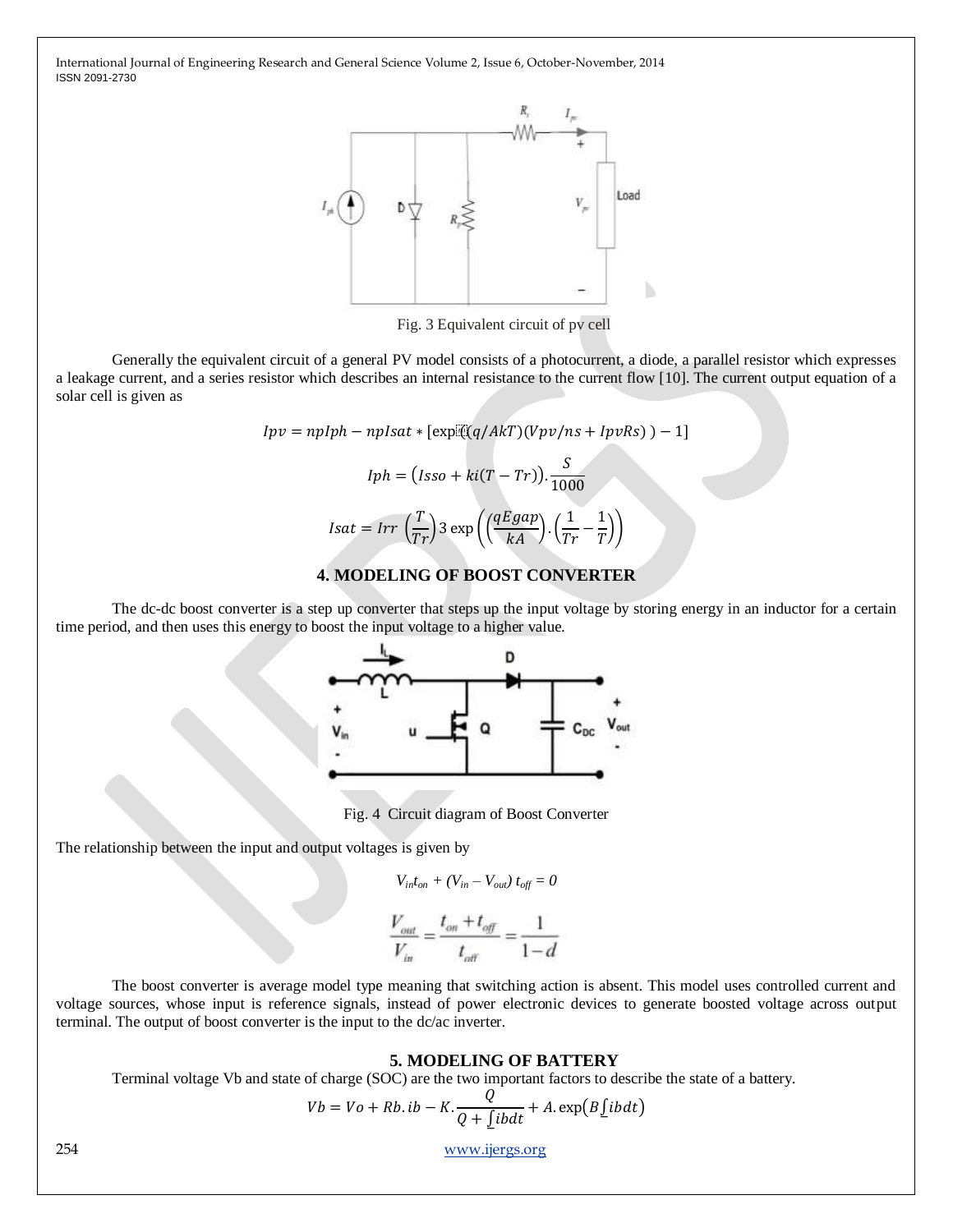Fig. 3 Equivalent circuit of pv cell

Generally the equivalent circuit of a general PV model consists of a photocurrent, a diode, a parallel resistor which expresses a leakage current, and a series resistor which describes an internal resistance to the current flow [10]. The current output equation of a solar cell is given as

$$Ipv = npIph - npIsat * [\exp((q/AkT)(Vpv/ns + IpvRs)) - 1]$$

$$Iph = \left(Isso + ki(T - Tr)\right).\frac{S}{1000}$$

$$Isat = Irr\left(\frac{T}{Tr}\right)3\exp\left(\left(\frac{qEgap}{kA}\right).\left(\frac{1}{Tr} - \frac{1}{T}\right)\right)$$

## 4. MODELING OF BOOST CONVERTER

The dc-dc boost converter is a step up converter that steps up the input voltage by storing energy in an inductor for a certain time period, and then uses this energy to boost the input voltage to a higher value.

Fig. 4 Circuit diagram of Boost Converter

The relationship between the input and output voltages is given by

$$V_{in}t_{on} + (V_{in} - V_{out})\, t_{off} = 0$$

$$\frac{V_{out}}{V_{in}} = \frac{t_{on} + t_{off}}{t_{off}} = \frac{1}{1-d}$$

The boost converter is average model type meaning that switching action is absent. This model uses controlled current and voltage sources, whose input is reference signals, instead of power electronic devices to generate boosted voltage across output terminal. The output of boost converter is the input to the dc/ac inverter.

## 5. MODELING OF BATTERY

Terminal voltage Vb and state of charge (SOC) are the two important factors to describe the state of a battery.

$$Vb = Vo + Rb.ib - K.\frac{Q}{Q + \int ibdt} + A.\exp\left(B\int ibdt\right)$$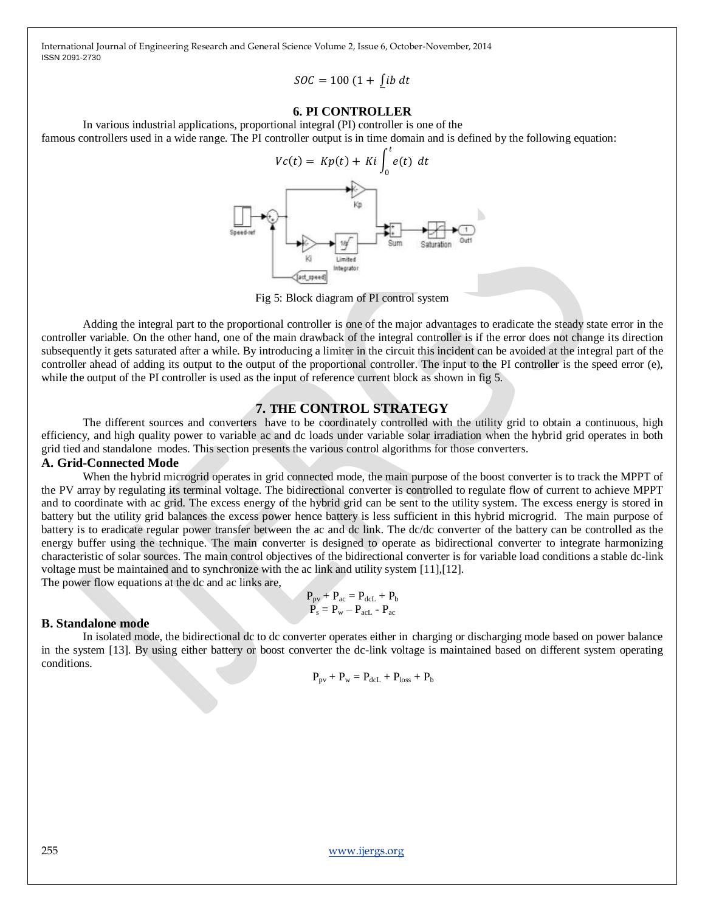$$SOC = 100\,(1 + \int ib\;dt$$

## 6. PI CONTROLLER

In various industrial applications, proportional integral (PI) controller is one of the famous controllers used in a wide range. The PI controller output is in time domain and is defined by the following equation:

$$Vc(t) = Kp(t) + Ki\int_0^t e(t)\;dt$$

Fig 5: Block diagram of PI control system

Adding the integral part to the proportional controller is one of the major advantages to eradicate the steady state error in the controller variable. On the other hand, one of the main drawback of the integral controller is if the error does not change its direction subsequently it gets saturated after a while. By introducing a limiter in the circuit this incident can be avoided at the integral part of the controller ahead of adding its output to the output of the proportional controller. The input to the PI controller is the speed error (e), while the output of the PI controller is used as the input of reference current block as shown in fig 5.

## 7. THE CONTROL STRATEGY

The different sources and converters have to be coordinately controlled with the utility grid to obtain a continuous, high efficiency, and high quality power to variable ac and dc loads under variable solar irradiation when the hybrid grid operates in both grid tied and standalone modes. This section presents the various control algorithms for those converters.

### A. Grid-Connected Mode

When the hybrid microgrid operates in grid connected mode, the main purpose of the boost converter is to track the MPPT of the PV array by regulating its terminal voltage. The bidirectional converter is controlled to regulate flow of current to achieve MPPT and to coordinate with ac grid. The excess energy of the hybrid grid can be sent to the utility system. The excess energy is stored in battery but the utility grid balances the excess power hence battery is less sufficient in this hybrid microgrid. The main purpose of battery is to eradicate regular power transfer between the ac and dc link. The dc/dc converter of the battery can be controlled as the energy buffer using the technique. The main converter is designed to operate as bidirectional converter to integrate harmonizing characteristic of solar sources. The main control objectives of the bidirectional converter is for variable load conditions a stable dc-link voltage must be maintained and to synchronize with the ac link and utility system [11],[12].

The power flow equations at the dc and ac links are,

$$P_{pv} + P_{ac} = P_{dcL} + P_b$$

$$P_s = P_w - P_{acL} - P_{ac}$$

### B. Standalone mode

In isolated mode, the bidirectional dc to dc converter operates either in charging or discharging mode based on power balance in the system [13]. By using either battery or boost converter the dc-link voltage is maintained based on different system operating conditions.

$$P_{pv} + P_w = P_{dcL} + P_{loss} + P_b$$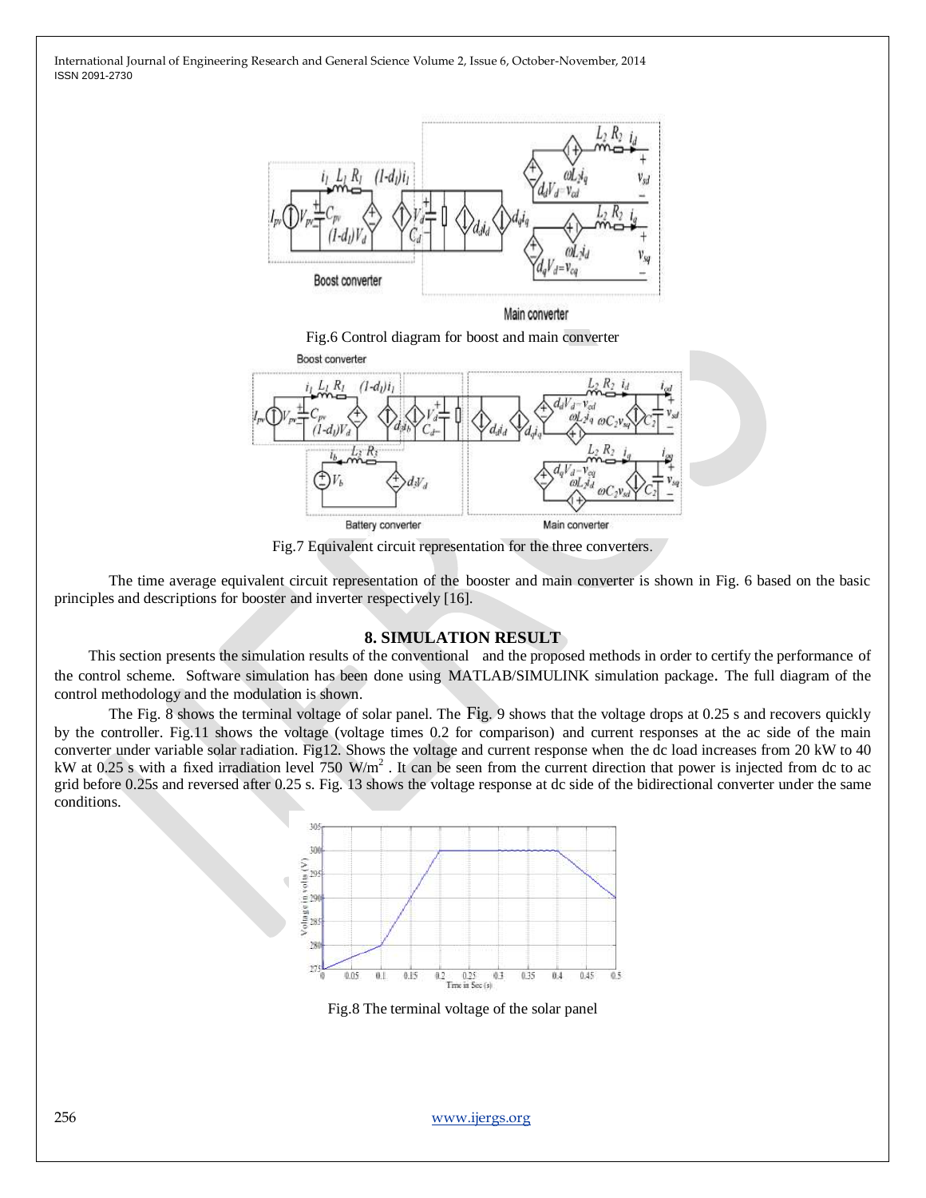Fig.6 Control diagram for boost and main converter

Fig.7 Equivalent circuit representation for the three converters.

The time average equivalent circuit representation of the booster and main converter is shown in Fig. 6 based on the basic principles and descriptions for booster and inverter respectively [16].

## 8. SIMULATION RESULT

This section presents the simulation results of the conventional and the proposed methods in order to certify the performance of the control scheme. Software simulation has been done using MATLAB/SIMULINK simulation package. The full diagram of the control methodology and the modulation is shown.

The Fig. 8 shows the terminal voltage of solar panel. The Fig. 9 shows that the voltage drops at 0.25 s and recovers quickly by the controller. Fig.11 shows the voltage (voltage times 0.2 for comparison) and current responses at the ac side of the main converter under variable solar radiation. Fig12. Shows the voltage and current response when the dc load increases from 20 kW to 40 kW at 0.25 s with a fixed irradiation level 750 W/m$^2$ . It can be seen from the current direction that power is injected from dc to ac grid before 0.25s and reversed after 0.25 s. Fig. 13 shows the voltage response at dc side of the bidirectional converter under the same conditions.

Fig.8 The terminal voltage of the solar panel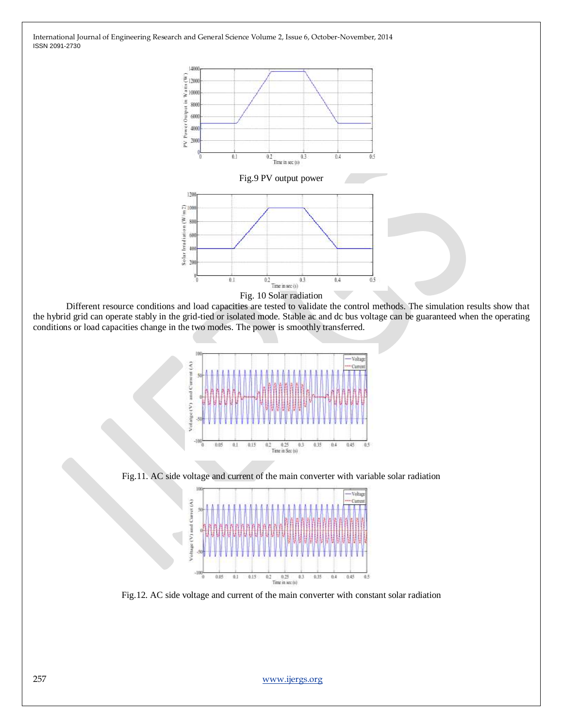Fig.9 PV output power

Fig. 10 Solar radiation

Different resource conditions and load capacities are tested to validate the control methods. The simulation results show that the hybrid grid can operate stably in the grid-tied or isolated mode. Stable ac and dc bus voltage can be guaranteed when the operating conditions or load capacities change in the two modes. The power is smoothly transferred.

Fig.11. AC side voltage and current of the main converter with variable solar radiation

Fig.12. AC side voltage and current of the main converter with constant solar radiation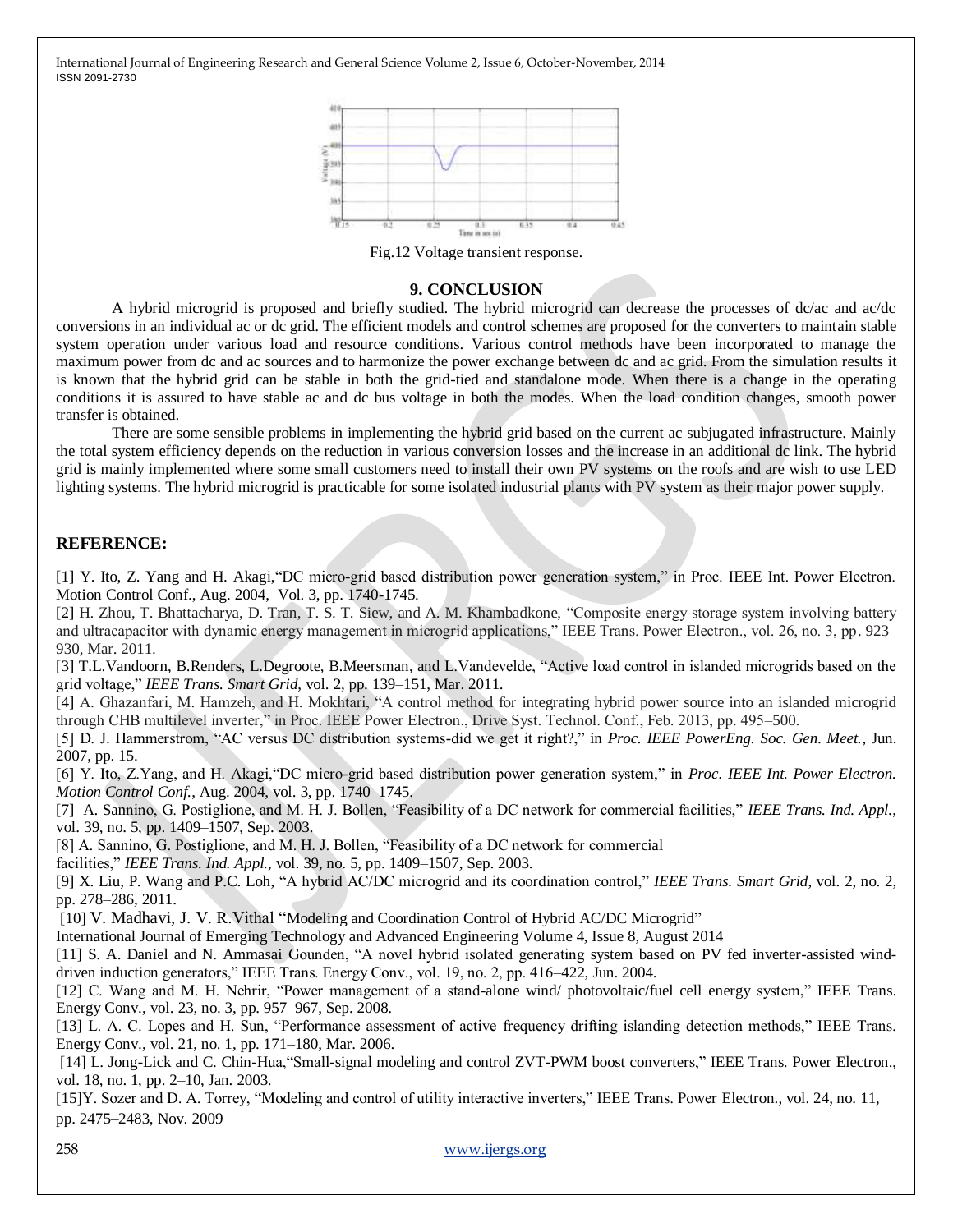Fig.12 Voltage transient response.

## 9. CONCLUSION

A hybrid microgrid is proposed and briefly studied. The hybrid microgrid can decrease the processes of dc/ac and ac/dc conversions in an individual ac or dc grid. The efficient models and control schemes are proposed for the converters to maintain stable system operation under various load and resource conditions. Various control methods have been incorporated to manage the maximum power from dc and ac sources and to harmonize the power exchange between dc and ac grid. From the simulation results it is known that the hybrid grid can be stable in both the grid-tied and standalone mode. When there is a change in the operating conditions it is assured to have stable ac and dc bus voltage in both the modes. When the load condition changes, smooth power transfer is obtained.

There are some sensible problems in implementing the hybrid grid based on the current ac subjugated infrastructure. Mainly the total system efficiency depends on the reduction in various conversion losses and the increase in an additional dc link. The hybrid grid is mainly implemented where some small customers need to install their own PV systems on the roofs and are wish to use LED lighting systems. The hybrid microgrid is practicable for some isolated industrial plants with PV system as their major power supply.

## REFERENCE:

[1] Y. Ito, Z. Yang and H. Akagi,"DC micro-grid based distribution power generation system," in Proc. IEEE Int. Power Electron. Motion Control Conf., Aug. 2004, Vol. 3, pp. 1740-1745.

[2] H. Zhou, T. Bhattacharya, D. Tran, T. S. T. Siew, and A. M. Khambadkone, "Composite energy storage system involving battery and ultracapacitor with dynamic energy management in microgrid applications," IEEE Trans. Power Electron., vol. 26, no. 3, pp. 923–930, Mar. 2011.

[3] T.L.Vandoorn, B.Renders, L.Degroote, B.Meersman, and L.Vandevelde, "Active load control in islanded microgrids based on the grid voltage," *IEEE Trans. Smart Grid*, vol. 2, pp. 139–151, Mar. 2011.

[4] A. Ghazanfari, M. Hamzeh, and H. Mokhtari, "A control method for integrating hybrid power source into an islanded microgrid through CHB multilevel inverter," in Proc. IEEE Power Electron., Drive Syst. Technol. Conf., Feb. 2013, pp. 495–500.

[5] D. J. Hammerstrom, "AC versus DC distribution systems-did we get it right?," in *Proc. IEEE PowerEng. Soc. Gen. Meet.*, Jun. 2007, pp. 15.

[6] Y. Ito, Z.Yang, and H. Akagi,"DC micro-grid based distribution power generation system," in *Proc. IEEE Int. Power Electron. Motion Control Conf.*, Aug. 2004, vol. 3, pp. 1740–1745.

[7] A. Sannino, G. Postiglione, and M. H. J. Bollen, "Feasibility of a DC network for commercial facilities," *IEEE Trans. Ind. Appl.*, vol. 39, no. 5, pp. 1409–1507, Sep. 2003.

[8] A. Sannino, G. Postiglione, and M. H. J. Bollen, "Feasibility of a DC network for commercial facilities," *IEEE Trans. Ind. Appl.*, vol. 39, no. 5, pp. 1409–1507, Sep. 2003.

[9] X. Liu, P. Wang and P.C. Loh, "A hybrid AC/DC microgrid and its coordination control," *IEEE Trans. Smart Grid*, vol. 2, no. 2, pp. 278–286, 2011.

[10] V. Madhavi, J. V. R.Vithal "Modeling and Coordination Control of Hybrid AC/DC Microgrid" International Journal of Emerging Technology and Advanced Engineering Volume 4, Issue 8, August 2014

[11] S. A. Daniel and N. Ammasai Gounden, "A novel hybrid isolated generating system based on PV fed inverter-assisted wind-driven induction generators," IEEE Trans. Energy Conv., vol. 19, no. 2, pp. 416–422, Jun. 2004.

[12] C. Wang and M. H. Nehrir, "Power management of a stand-alone wind/ photovoltaic/fuel cell energy system," IEEE Trans. Energy Conv., vol. 23, no. 3, pp. 957–967, Sep. 2008.

[13] L. A. C. Lopes and H. Sun, "Performance assessment of active frequency drifting islanding detection methods," IEEE Trans. Energy Conv., vol. 21, no. 1, pp. 171–180, Mar. 2006.

[14] L. Jong-Lick and C. Chin-Hua,"Small-signal modeling and control ZVT-PWM boost converters," IEEE Trans. Power Electron., vol. 18, no. 1, pp. 2–10, Jan. 2003.

[15]Y. Sozer and D. A. Torrey, "Modeling and control of utility interactive inverters," IEEE Trans. Power Electron., vol. 24, no. 11, pp. 2475–2483, Nov. 2009